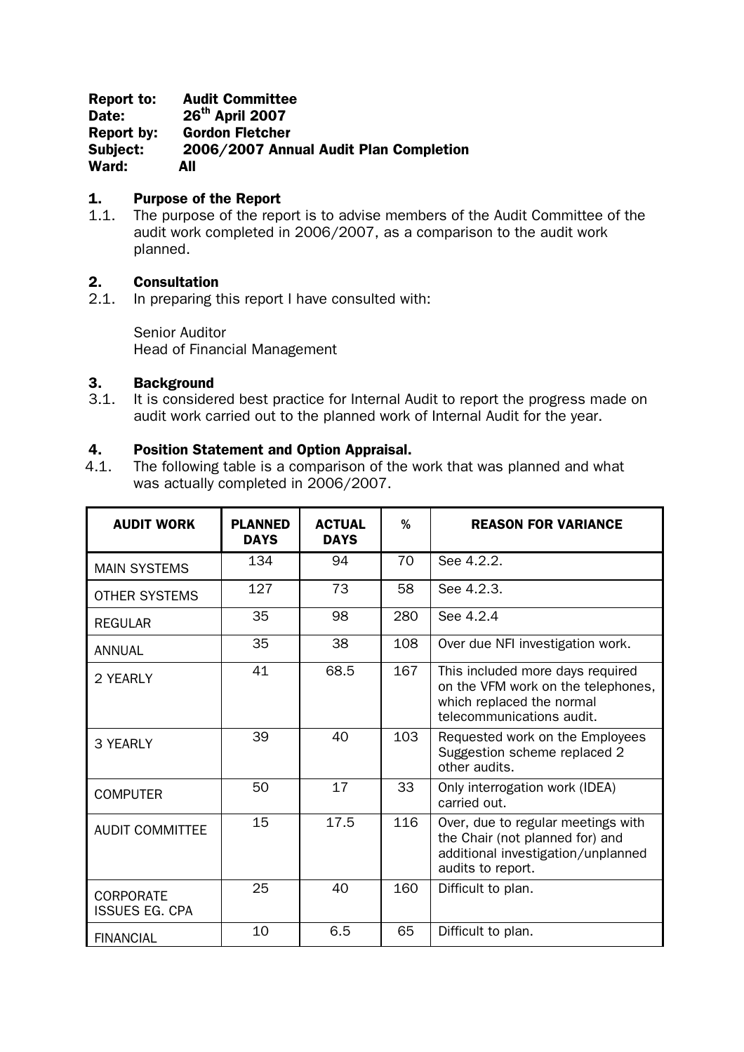**Report to:** Audit Committee
**Date:** 26th April 2007
**Report by:** Gordon Fletcher
**Subject:** 2006/2007 Annual Audit Plan Completion
**Ward:** All

## 1. Purpose of the Report

1.1. The purpose of the report is to advise members of the Audit Committee of the audit work completed in 2006/2007, as a comparison to the audit work planned.

## 2. Consultation

2.1. In preparing this report I have consulted with:

Senior Auditor
Head of Financial Management

## 3. Background

3.1. It is considered best practice for Internal Audit to report the progress made on audit work carried out to the planned work of Internal Audit for the year.

## 4. Position Statement and Option Appraisal.

4.1. The following table is a comparison of the work that was planned and what was actually completed in 2006/2007.

| AUDIT WORK | PLANNED DAYS | ACTUAL DAYS | % | REASON FOR VARIANCE |
|---|---|---|---|---|
| MAIN SYSTEMS | 134 | 94 | 70 | See 4.2.2. |
| OTHER SYSTEMS | 127 | 73 | 58 | See 4.2.3. |
| REGULAR | 35 | 98 | 280 | See 4.2.4 |
| ANNUAL | 35 | 38 | 108 | Over due NFI investigation work. |
| 2 YEARLY | 41 | 68.5 | 167 | This included more days required on the VFM work on the telephones, which replaced the normal telecommunications audit. |
| 3 YEARLY | 39 | 40 | 103 | Requested work on the Employees Suggestion scheme replaced 2 other audits. |
| COMPUTER | 50 | 17 | 33 | Only interrogation work (IDEA) carried out. |
| AUDIT COMMITTEE | 15 | 17.5 | 116 | Over, due to regular meetings with the Chair (not planned for) and additional investigation/unplanned audits to report. |
| CORPORATE ISSUES EG. CPA | 25 | 40 | 160 | Difficult to plan. |
| FINANCIAL | 10 | 6.5 | 65 | Difficult to plan. |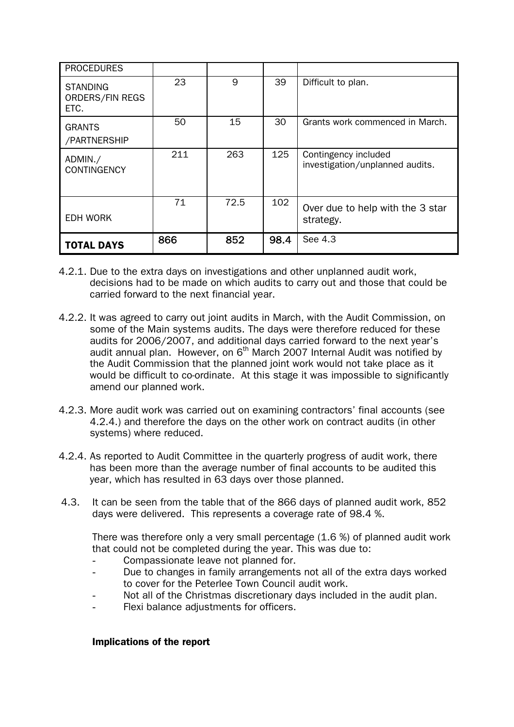| PROCEDURES | | | | |
|---|---|---|---|---|
| STANDING ORDERS/FIN REGS ETC. | 23 | 9 | 39 | Difficult to plan. |
| GRANTS /PARTNERSHIP | 50 | 15 | 30 | Grants work commenced in March. |
| ADMIN./ CONTINGENCY | 211 | 263 | 125 | Contingency included investigation/unplanned audits. |
| EDH WORK | 71 | 72.5 | 102 | Over due to help with the 3 star strategy. |
| **TOTAL DAYS** | **866** | **852** | **98.4** | See 4.3 |

4.2.1. Due to the extra days on investigations and other unplanned audit work, decisions had to be made on which audits to carry out and those that could be carried forward to the next financial year.

4.2.2. It was agreed to carry out joint audits in March, with the Audit Commission, on some of the Main systems audits. The days were therefore reduced for these audits for 2006/2007, and additional days carried forward to the next year's audit annual plan. However, on 6th March 2007 Internal Audit was notified by the Audit Commission that the planned joint work would not take place as it would be difficult to co-ordinate. At this stage it was impossible to significantly amend our planned work.

4.2.3. More audit work was carried out on examining contractors' final accounts (see 4.2.4.) and therefore the days on the other work on contract audits (in other systems) where reduced.

4.2.4. As reported to Audit Committee in the quarterly progress of audit work, there has been more than the average number of final accounts to be audited this year, which has resulted in 63 days over those planned.

4.3. It can be seen from the table that of the 866 days of planned audit work, 852 days were delivered. This represents a coverage rate of 98.4 %.

There was therefore only a very small percentage (1.6 %) of planned audit work that could not be completed during the year. This was due to:

- Compassionate leave not planned for.
- Due to changes in family arrangements not all of the extra days worked to cover for the Peterlee Town Council audit work.
- Not all of the Christmas discretionary days included in the audit plan.
- Flexi balance adjustments for officers.

**Implications of the report**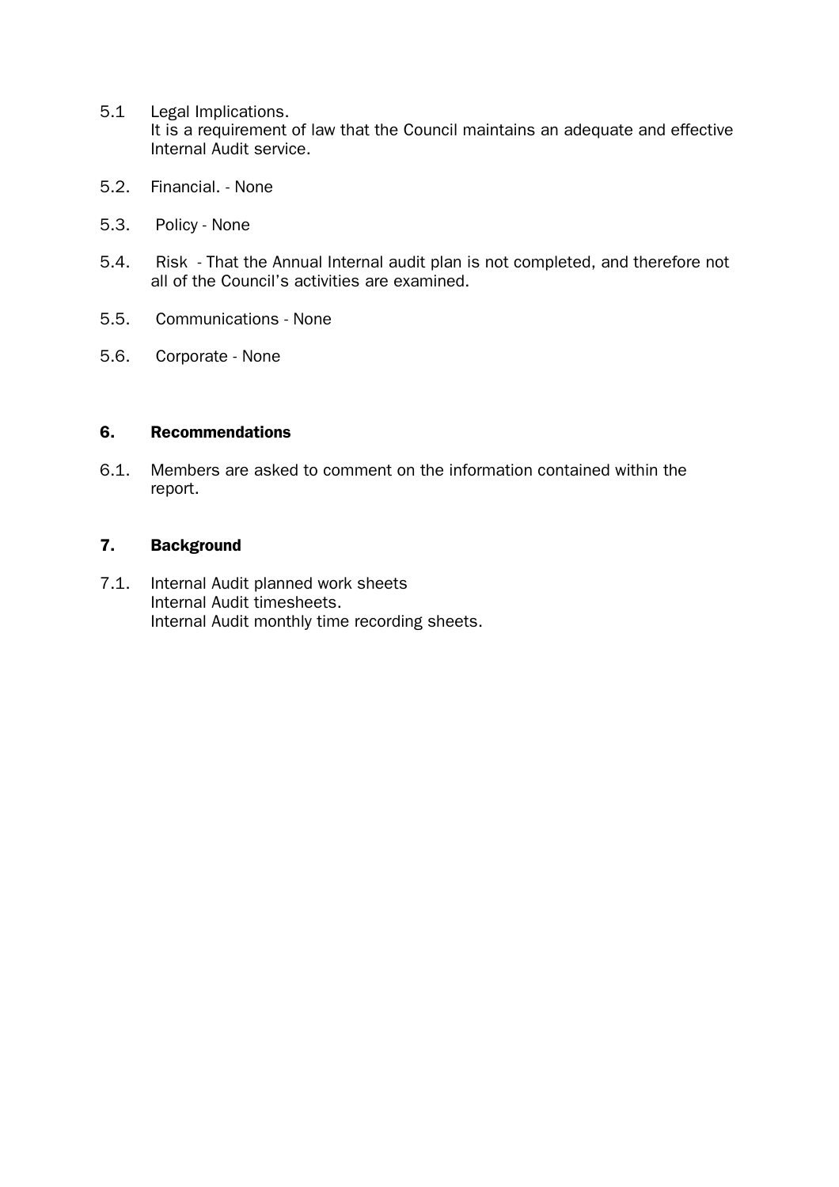5.1 Legal Implications.
It is a requirement of law that the Council maintains an adequate and effective Internal Audit service.

5.2. Financial. - None

5.3. Policy - None

5.4. Risk - That the Annual Internal audit plan is not completed, and therefore not all of the Council's activities are examined.

5.5. Communications - None

5.6. Corporate - None

## 6. Recommendations

6.1. Members are asked to comment on the information contained within the report.

## 7. Background

7.1. Internal Audit planned work sheets
Internal Audit timesheets.
Internal Audit monthly time recording sheets.